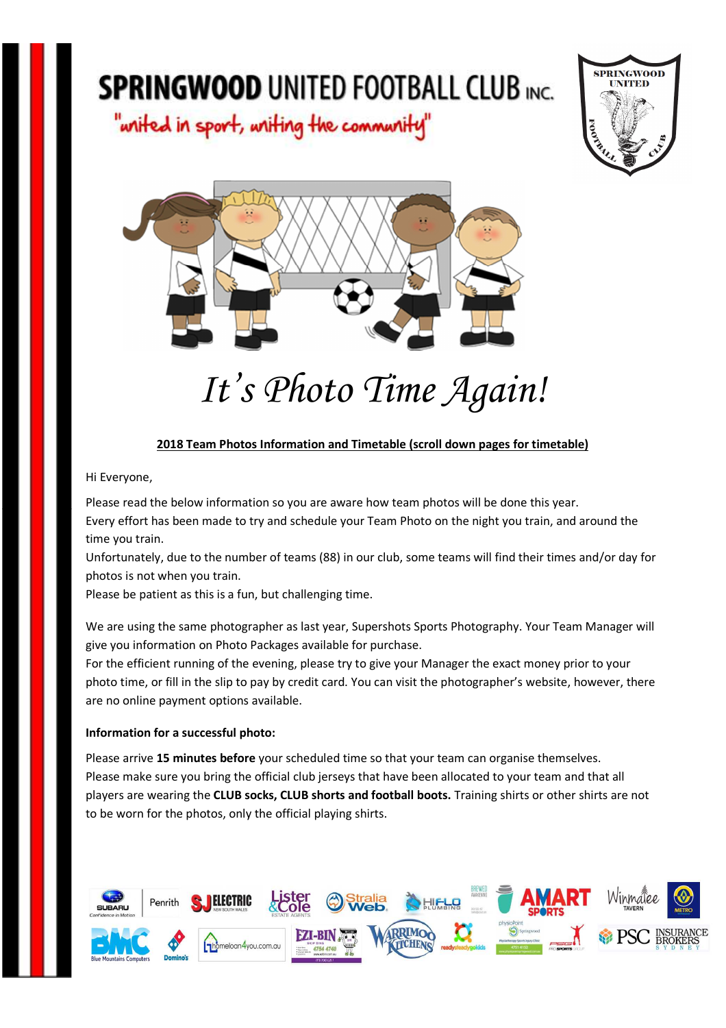# SPRINGWOOD UNITED FOOTBALL CLUB INC.

"united in sport, uniting the community"

# *It's Photo Time Again!*

**2018 Team Photos Information and Timetable (scroll down pages for timetable)**

Hi Everyone,

Please read the below information so you are aware how team photos will be done this year.
Every effort has been made to try and schedule your Team Photo on the night you train, and around the time you train.
Unfortunately, due to the number of teams (88) in our club, some teams will find their times and/or day for photos is not when you train.
Please be patient as this is a fun, but challenging time.

We are using the same photographer as last year, Supershots Sports Photography. Your Team Manager will give you information on Photo Packages available for purchase.
For the efficient running of the evening, please try to give your Manager the exact money prior to your photo time, or fill in the slip to pay by credit card. You can visit the photographer's website, however, there are no online payment options available.

**Information for a successful photo:**

Please arrive **15 minutes before** your scheduled time so that your team can organise themselves.
Please make sure you bring the official club jerseys that have been allocated to your team and that all players are wearing the **CLUB socks, CLUB shorts and football boots.** Training shirts or other shirts are not to be worn for the photos, only the official playing shirts.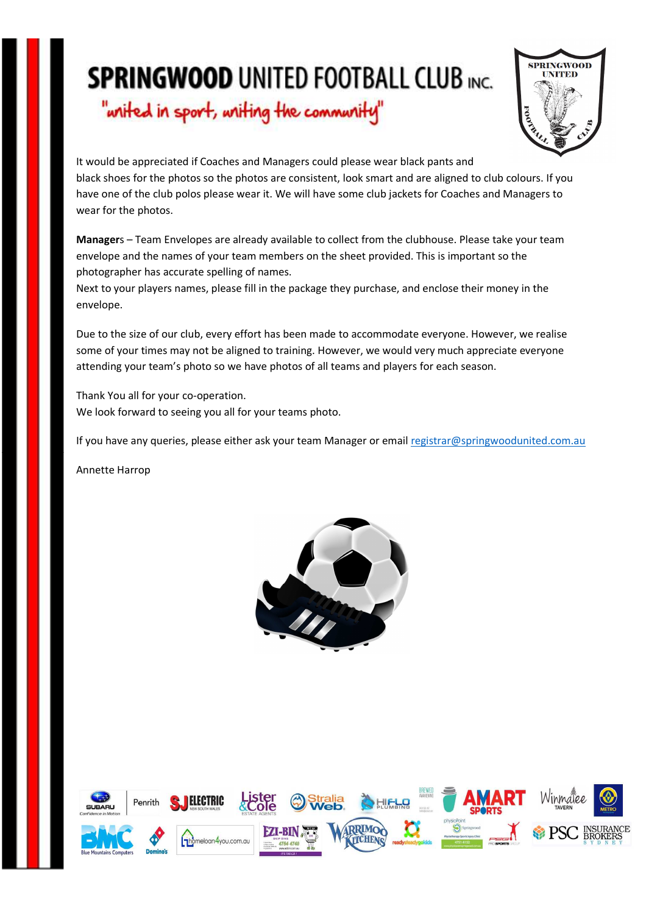# SPRINGWOOD UNITED FOOTBALL CLUB INC.

"united in sport, uniting the community"

It would be appreciated if Coaches and Managers could please wear black pants and black shoes for the photos so the photos are consistent, look smart and are aligned to club colours. If you have one of the club polos please wear it. We will have some club jackets for Coaches and Managers to wear for the photos.

**Managers** – Team Envelopes are already available to collect from the clubhouse. Please take your team envelope and the names of your team members on the sheet provided. This is important so the photographer has accurate spelling of names.
Next to your players names, please fill in the package they purchase, and enclose their money in the envelope.

Due to the size of our club, every effort has been made to accommodate everyone. However, we realise some of your times may not be aligned to training. However, we would very much appreciate everyone attending your team's photo so we have photos of all teams and players for each season.

Thank You all for your co-operation.
We look forward to seeing you all for your teams photo.

If you have any queries, please either ask your team Manager or email registrar@springwoodunited.com.au

Annette Harrop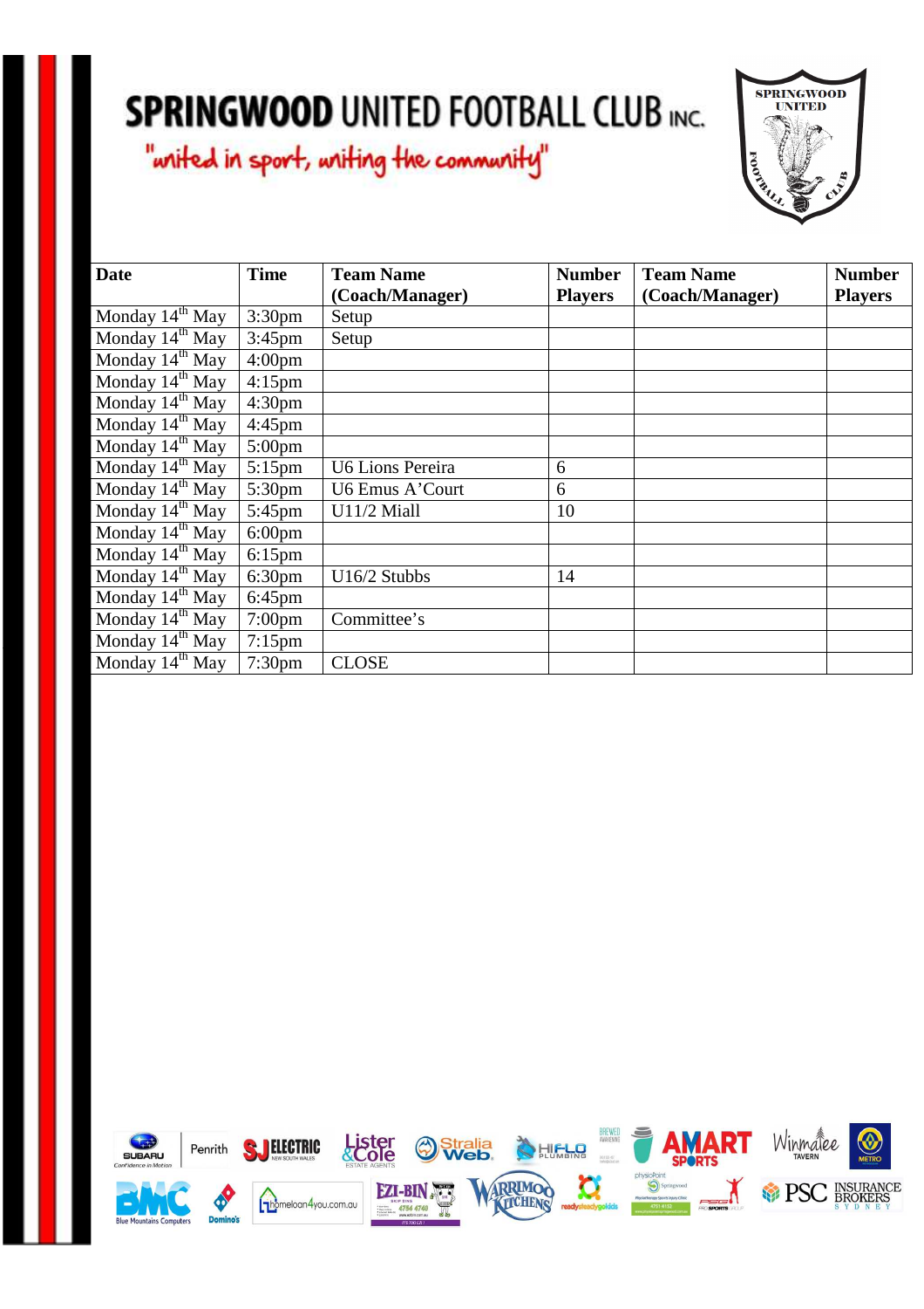# SPRINGWOOD UNITED FOOTBALL CLUB INC.

"united in sport, uniting the community"

| Date | Time | Team Name (Coach/Manager) | Number Players | Team Name (Coach/Manager) | Number Players |
|---|---|---|---|---|---|
| Monday 14th May | 3:30pm | Setup | | | |
| Monday 14th May | 3:45pm | Setup | | | |
| Monday 14th May | 4:00pm | | | | |
| Monday 14th May | 4:15pm | | | | |
| Monday 14th May | 4:30pm | | | | |
| Monday 14th May | 4:45pm | | | | |
| Monday 14th May | 5:00pm | | | | |
| Monday 14th May | 5:15pm | U6 Lions Pereira | 6 | | |
| Monday 14th May | 5:30pm | U6 Emus A'Court | 6 | | |
| Monday 14th May | 5:45pm | U11/2 Miall | 10 | | |
| Monday 14th May | 6:00pm | | | | |
| Monday 14th May | 6:15pm | | | | |
| Monday 14th May | 6:30pm | U16/2 Stubbs | 14 | | |
| Monday 14th May | 6:45pm | | | | |
| Monday 14th May | 7:00pm | Committee's | | | |
| Monday 14th May | 7:15pm | | | | |
| Monday 14th May | 7:30pm | CLOSE | | | |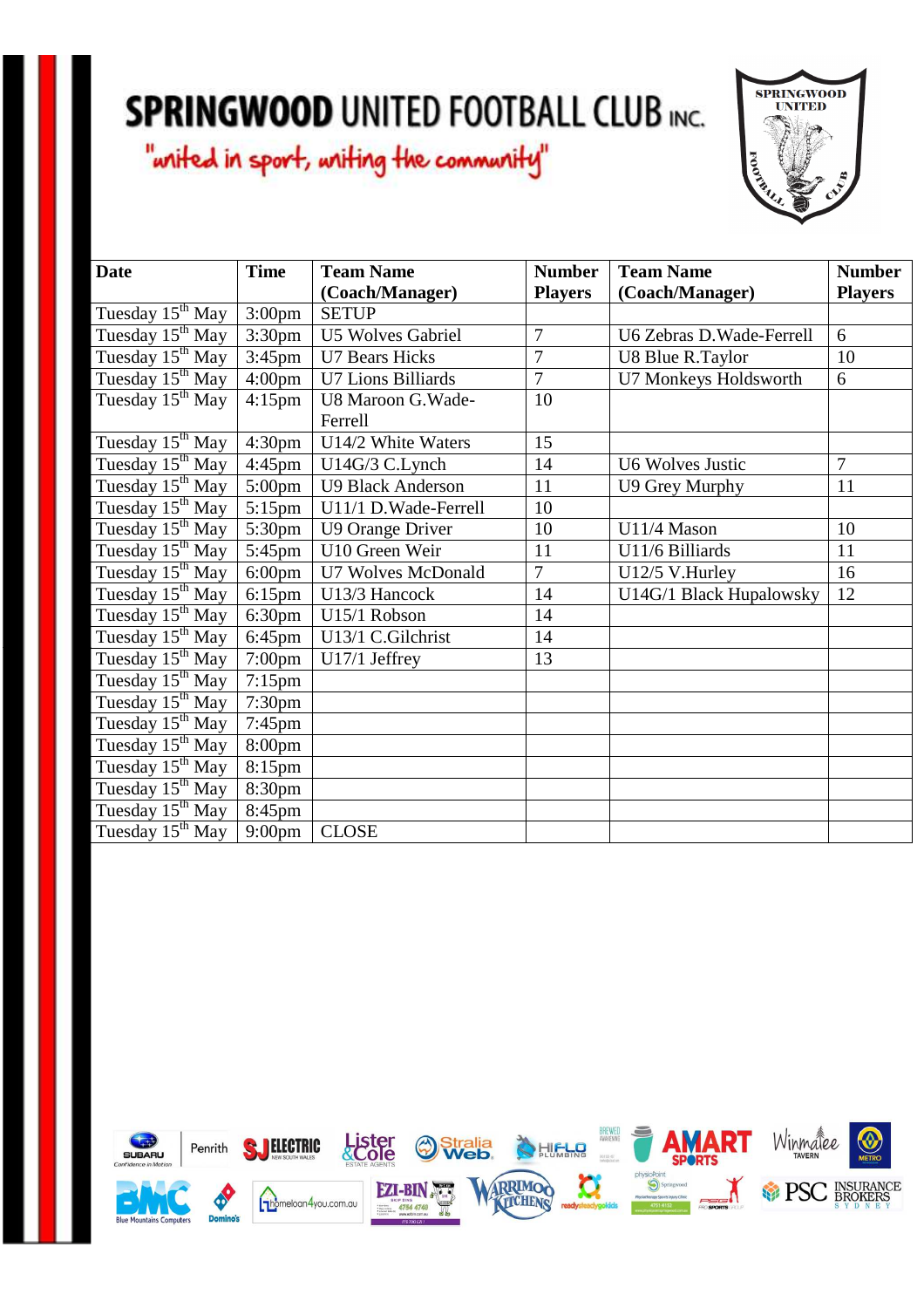# SPRINGWOOD UNITED FOOTBALL CLUB INC.

"united in sport, uniting the community"

| Date | Time | Team Name (Coach/Manager) | Number Players | Team Name (Coach/Manager) | Number Players |
|---|---|---|---|---|---|
| Tuesday 15th May | 3:00pm | SETUP | | | |
| Tuesday 15th May | 3:30pm | U5 Wolves Gabriel | 7 | U6 Zebras D.Wade-Ferrell | 6 |
| Tuesday 15th May | 3:45pm | U7 Bears Hicks | 7 | U8 Blue R.Taylor | 10 |
| Tuesday 15th May | 4:00pm | U7 Lions Billiards | 7 | U7 Monkeys Holdsworth | 6 |
| Tuesday 15th May | 4:15pm | U8 Maroon G.Wade-Ferrell | 10 | | |
| Tuesday 15th May | 4:30pm | U14/2 White Waters | 15 | | |
| Tuesday 15th May | 4:45pm | U14G/3 C.Lynch | 14 | U6 Wolves Justic | 7 |
| Tuesday 15th May | 5:00pm | U9 Black Anderson | 11 | U9 Grey Murphy | 11 |
| Tuesday 15th May | 5:15pm | U11/1 D.Wade-Ferrell | 10 | | |
| Tuesday 15th May | 5:30pm | U9 Orange Driver | 10 | U11/4 Mason | 10 |
| Tuesday 15th May | 5:45pm | U10 Green Weir | 11 | U11/6 Billiards | 11 |
| Tuesday 15th May | 6:00pm | U7 Wolves McDonald | 7 | U12/5 V.Hurley | 16 |
| Tuesday 15th May | 6:15pm | U13/3 Hancock | 14 | U14G/1 Black Hupalowsky | 12 |
| Tuesday 15th May | 6:30pm | U15/1 Robson | 14 | | |
| Tuesday 15th May | 6:45pm | U13/1 C.Gilchrist | 14 | | |
| Tuesday 15th May | 7:00pm | U17/1 Jeffrey | 13 | | |
| Tuesday 15th May | 7:15pm | | | | |
| Tuesday 15th May | 7:30pm | | | | |
| Tuesday 15th May | 7:45pm | | | | |
| Tuesday 15th May | 8:00pm | | | | |
| Tuesday 15th May | 8:15pm | | | | |
| Tuesday 15th May | 8:30pm | | | | |
| Tuesday 15th May | 8:45pm | | | | |
| Tuesday 15th May | 9:00pm | CLOSE | | | |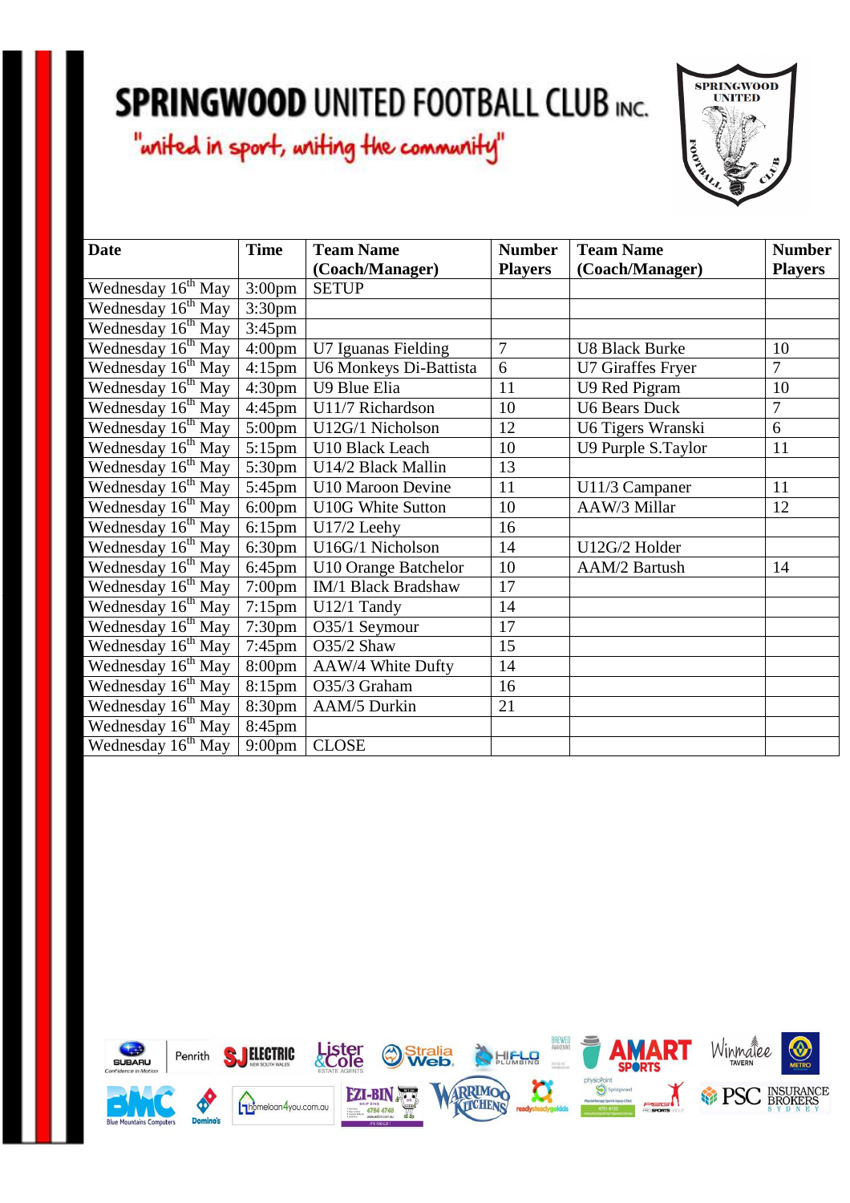# SPRINGWOOD UNITED FOOTBALL CLUB INC.

"united in sport, uniting the community"

| Date | Time | Team Name (Coach/Manager) | Number Players | Team Name (Coach/Manager) | Number Players |
|---|---|---|---|---|---|
| Wednesday 16th May | 3:00pm | SETUP | | | |
| Wednesday 16th May | 3:30pm | | | | |
| Wednesday 16th May | 3:45pm | | | | |
| Wednesday 16th May | 4:00pm | U7 Iguanas Fielding | 7 | U8 Black Burke | 10 |
| Wednesday 16th May | 4:15pm | U6 Monkeys Di-Battista | 6 | U7 Giraffes Fryer | 7 |
| Wednesday 16th May | 4:30pm | U9 Blue Elia | 11 | U9 Red Pigram | 10 |
| Wednesday 16th May | 4:45pm | U11/7 Richardson | 10 | U6 Bears Duck | 7 |
| Wednesday 16th May | 5:00pm | U12G/1 Nicholson | 12 | U6 Tigers Wranski | 6 |
| Wednesday 16th May | 5:15pm | U10 Black Leach | 10 | U9 Purple S.Taylor | 11 |
| Wednesday 16th May | 5:30pm | U14/2 Black Mallin | 13 | | |
| Wednesday 16th May | 5:45pm | U10 Maroon Devine | 11 | U11/3 Campaner | 11 |
| Wednesday 16th May | 6:00pm | U10G White Sutton | 10 | AAW/3 Millar | 12 |
| Wednesday 16th May | 6:15pm | U17/2 Leehy | 16 | | |
| Wednesday 16th May | 6:30pm | U16G/1 Nicholson | 14 | U12G/2 Holder | |
| Wednesday 16th May | 6:45pm | U10 Orange Batchelor | 10 | AAM/2 Bartush | 14 |
| Wednesday 16th May | 7:00pm | IM/1 Black Bradshaw | 17 | | |
| Wednesday 16th May | 7:15pm | U12/1 Tandy | 14 | | |
| Wednesday 16th May | 7:30pm | O35/1 Seymour | 17 | | |
| Wednesday 16th May | 7:45pm | O35/2 Shaw | 15 | | |
| Wednesday 16th May | 8:00pm | AAW/4 White Dufty | 14 | | |
| Wednesday 16th May | 8:15pm | O35/3 Graham | 16 | | |
| Wednesday 16th May | 8:30pm | AAM/5 Durkin | 21 | | |
| Wednesday 16th May | 8:45pm | | | | |
| Wednesday 16th May | 9:00pm | CLOSE | | | |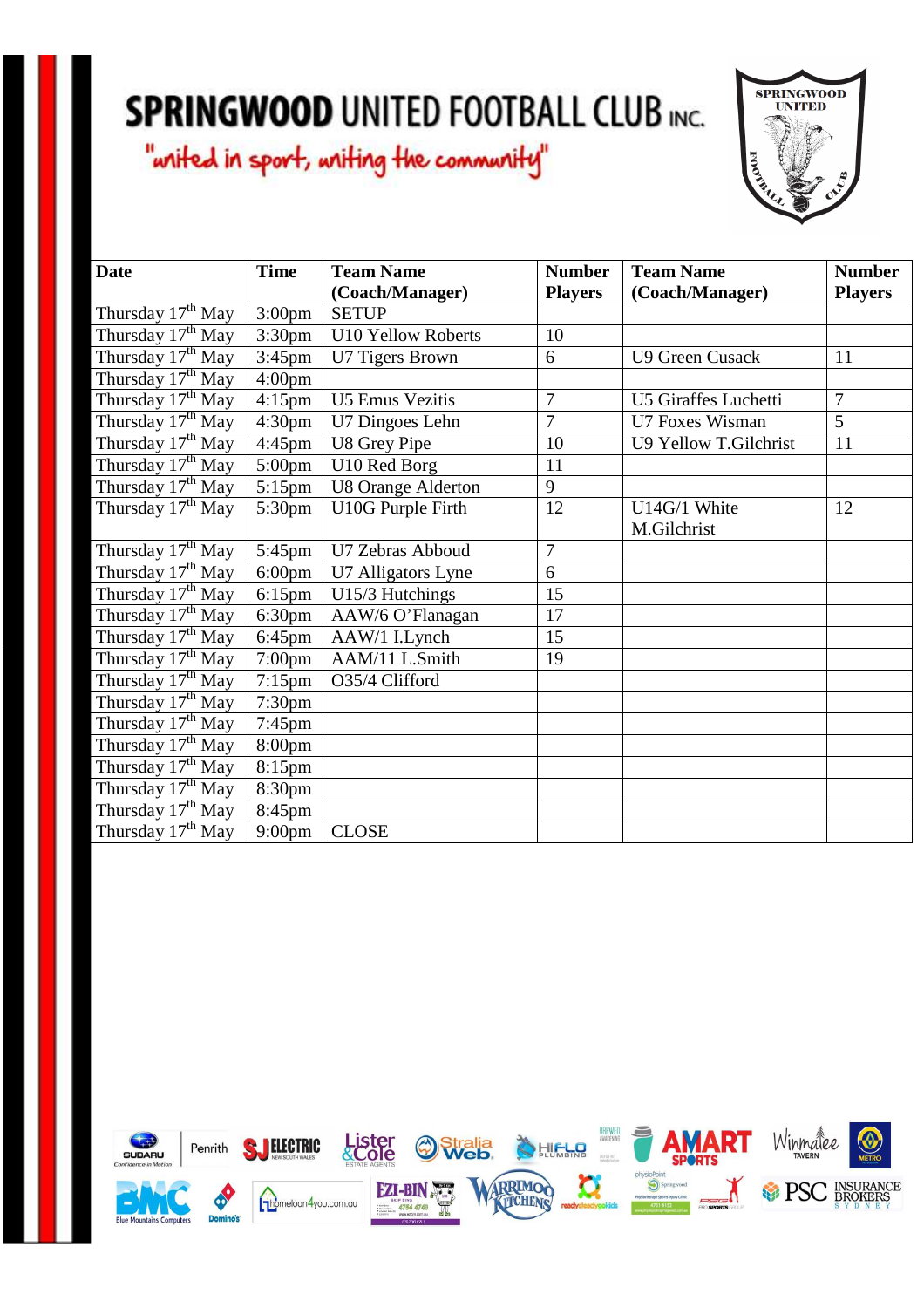# SPRINGWOOD UNITED FOOTBALL CLUB INC.

"united in sport, uniting the community"

| Date | Time | Team Name (Coach/Manager) | Number Players | Team Name (Coach/Manager) | Number Players |
|---|---|---|---|---|---|
| Thursday 17th May | 3:00pm | SETUP | | | |
| Thursday 17th May | 3:30pm | U10 Yellow Roberts | 10 | | |
| Thursday 17th May | 3:45pm | U7 Tigers Brown | 6 | U9 Green Cusack | 11 |
| Thursday 17th May | 4:00pm | | | | |
| Thursday 17th May | 4:15pm | U5 Emus Vezitis | 7 | U5 Giraffes Luchetti | 7 |
| Thursday 17th May | 4:30pm | U7 Dingoes Lehn | 7 | U7 Foxes Wisman | 5 |
| Thursday 17th May | 4:45pm | U8 Grey Pipe | 10 | U9 Yellow T.Gilchrist | 11 |
| Thursday 17th May | 5:00pm | U10 Red Borg | 11 | | |
| Thursday 17th May | 5:15pm | U8 Orange Alderton | 9 | | |
| Thursday 17th May | 5:30pm | U10G Purple Firth | 12 | U14G/1 White M.Gilchrist | 12 |
| Thursday 17th May | 5:45pm | U7 Zebras Abboud | 7 | | |
| Thursday 17th May | 6:00pm | U7 Alligators Lyne | 6 | | |
| Thursday 17th May | 6:15pm | U15/3 Hutchings | 15 | | |
| Thursday 17th May | 6:30pm | AAW/6 O'Flanagan | 17 | | |
| Thursday 17th May | 6:45pm | AAW/1 I.Lynch | 15 | | |
| Thursday 17th May | 7:00pm | AAM/11 L.Smith | 19 | | |
| Thursday 17th May | 7:15pm | O35/4 Clifford | | | |
| Thursday 17th May | 7:30pm | | | | |
| Thursday 17th May | 7:45pm | | | | |
| Thursday 17th May | 8:00pm | | | | |
| Thursday 17th May | 8:15pm | | | | |
| Thursday 17th May | 8:30pm | | | | |
| Thursday 17th May | 8:45pm | | | | |
| Thursday 17th May | 9:00pm | CLOSE | | | |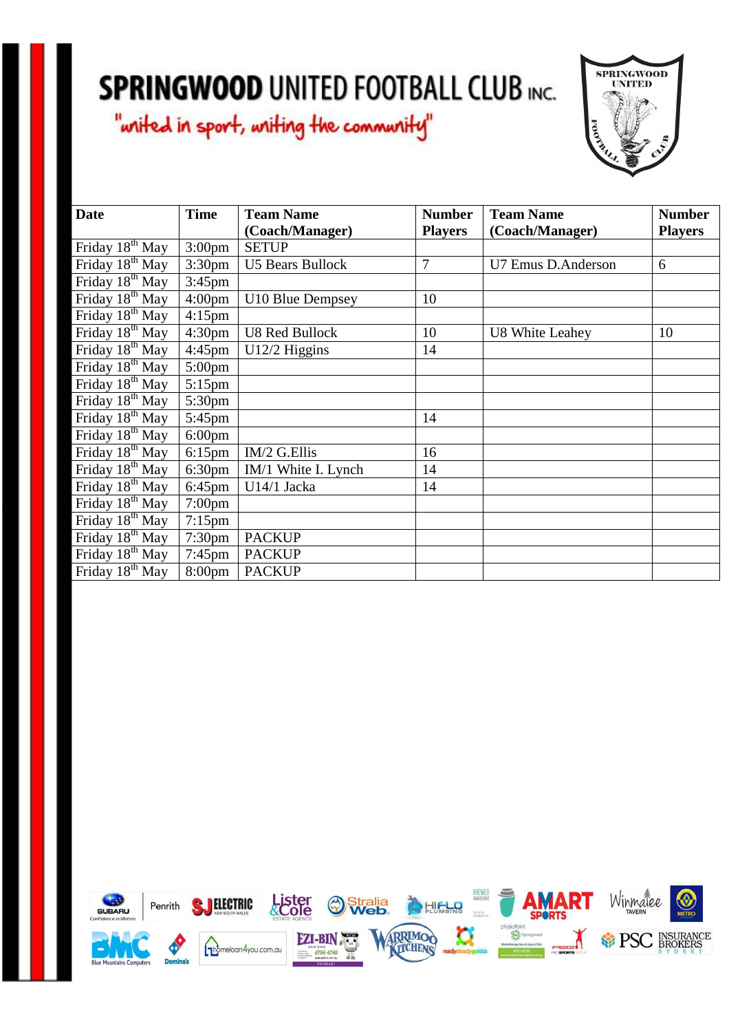# SPRINGWOOD UNITED FOOTBALL CLUB INC.

"united in sport, uniting the community"

| Date | Time | Team Name (Coach/Manager) | Number Players | Team Name (Coach/Manager) | Number Players |
|---|---|---|---|---|---|
| Friday 18th May | 3:00pm | SETUP | | | |
| Friday 18th May | 3:30pm | U5 Bears Bullock | 7 | U7 Emus D.Anderson | 6 |
| Friday 18th May | 3:45pm | | | | |
| Friday 18th May | 4:00pm | U10 Blue Dempsey | 10 | | |
| Friday 18th May | 4:15pm | | | | |
| Friday 18th May | 4:30pm | U8 Red Bullock | 10 | U8 White Leahey | 10 |
| Friday 18th May | 4:45pm | U12/2 Higgins | 14 | | |
| Friday 18th May | 5:00pm | | | | |
| Friday 18th May | 5:15pm | | | | |
| Friday 18th May | 5:30pm | | | | |
| Friday 18th May | 5:45pm | | 14 | | |
| Friday 18th May | 6:00pm | | | | |
| Friday 18th May | 6:15pm | IM/2 G.Ellis | 16 | | |
| Friday 18th May | 6:30pm | IM/1 White I. Lynch | 14 | | |
| Friday 18th May | 6:45pm | U14/1 Jacka | 14 | | |
| Friday 18th May | 7:00pm | | | | |
| Friday 18th May | 7:15pm | | | | |
| Friday 18th May | 7:30pm | PACKUP | | | |
| Friday 18th May | 7:45pm | PACKUP | | | |
| Friday 18th May | 8:00pm | PACKUP | | | |